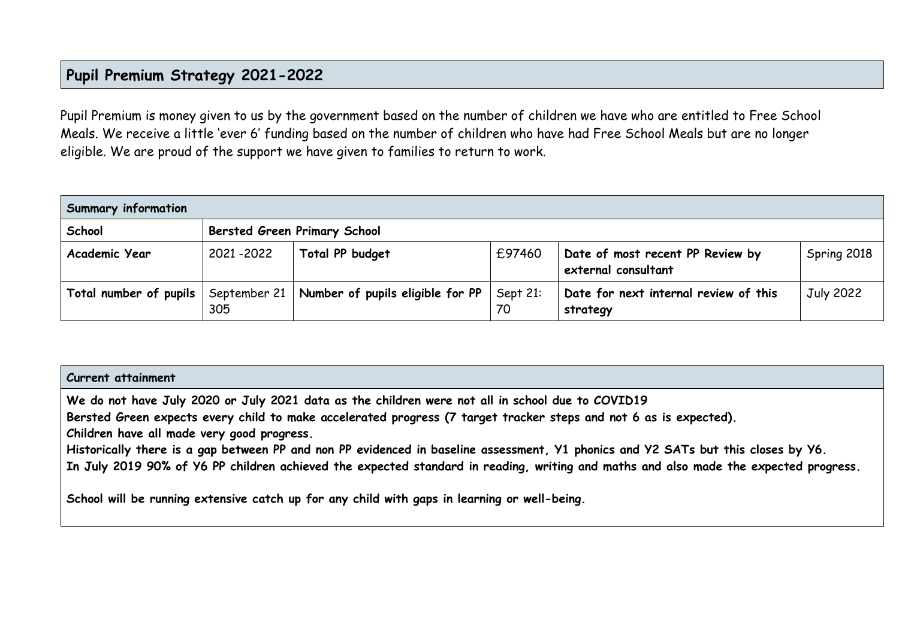# Pupil Premium Strategy 2021-2022

Pupil Premium is money given to us by the government based on the number of children we have who are entitled to Free School Meals. We receive a little 'ever 6' funding based on the number of children who have had Free School Meals but are no longer eligible. We are proud of the support we have given to families to return to work.

| **Summary information** | | | | | |
|---|---|---|---|---|---|
| **School** | **Bersted Green Primary School** | | | | |
| **Academic Year** | 2021 -2022 | **Total PP budget** | £97460 | **Date of most recent PP Review by external consultant** | Spring 2018 |
| **Total number of pupils** | September 21 305 | **Number of pupils eligible for PP** | Sept 21: 70 | **Date for next internal review of this strategy** | July 2022 |

| **Current attainment** |
|---|
| **We do not have July 2020 or July 2021 data as the children were not all in school due to COVID19**<br>**Bersted Green expects every child to make accelerated progress (7 target tracker steps and not 6 as is expected).**<br>**Children have all made very good progress.**<br>**Historically there is a gap between PP and non PP evidenced in baseline assessment, Y1 phonics and Y2 SATs but this closes by Y6.**<br>**In July 2019 90% of Y6 PP children achieved the expected standard in reading, writing and maths and also made the expected progress.**<br><br>**School will be running extensive catch up for any child with gaps in learning or well-being.** |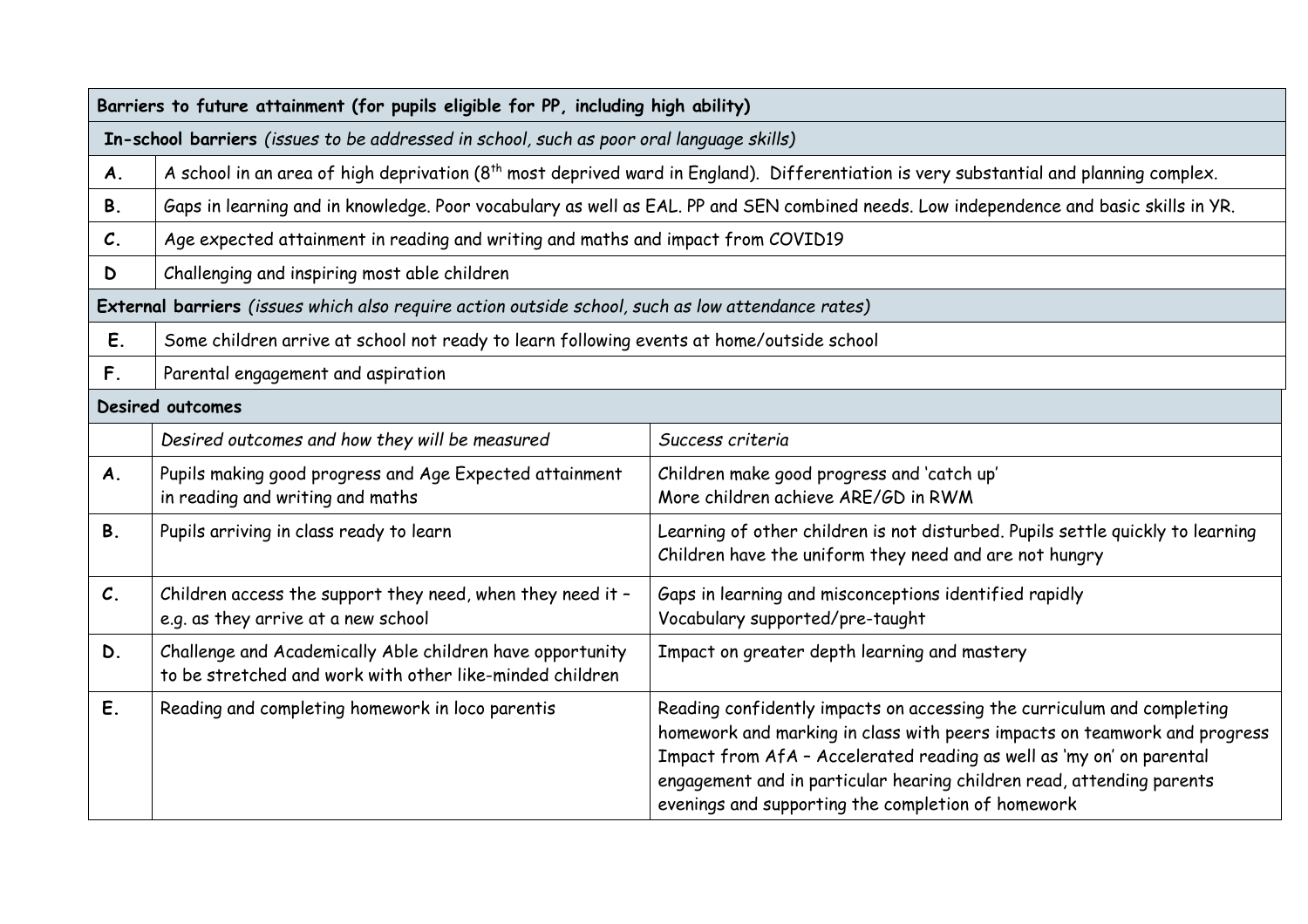| **Barriers to future attainment (for pupils eligible for PP, including high ability)** | | |
|---|---|---|
| **In-school barriers** *(issues to be addressed in school, such as poor oral language skills)* | | |
| **A.** | A school in an area of high deprivation (8th most deprived ward in England). Differentiation is very substantial and planning complex. | |
| **B.** | Gaps in learning and in knowledge. Poor vocabulary as well as EAL. PP and SEN combined needs. Low independence and basic skills in YR. | |
| **C.** | Age expected attainment in reading and writing and maths and impact from COVID19 | |
| **D** | Challenging and inspiring most able children | |
| **External barriers** *(issues which also require action outside school, such as low attendance rates)* | | |
| **E.** | Some children arrive at school not ready to learn following events at home/outside school | |
| **F.** | Parental engagement and aspiration | |
| **Desired outcomes** | | |
| | *Desired outcomes and how they will be measured* | *Success criteria* |
| **A.** | Pupils making good progress and Age Expected attainment in reading and writing and maths | Children make good progress and 'catch up'<br>More children achieve ARE/GD in RWM |
| **B.** | Pupils arriving in class ready to learn | Learning of other children is not disturbed. Pupils settle quickly to learning<br>Children have the uniform they need and are not hungry |
| **C.** | Children access the support they need, when they need it – e.g. as they arrive at a new school | Gaps in learning and misconceptions identified rapidly<br>Vocabulary supported/pre-taught |
| **D.** | Challenge and Academically Able children have opportunity to be stretched and work with other like-minded children | Impact on greater depth learning and mastery |
| **E.** | Reading and completing homework in loco parentis | Reading confidently impacts on accessing the curriculum and completing homework and marking in class with peers impacts on teamwork and progress<br>Impact from AfA – Accelerated reading as well as 'my on' on parental engagement and in particular hearing children read, attending parents evenings and supporting the completion of homework |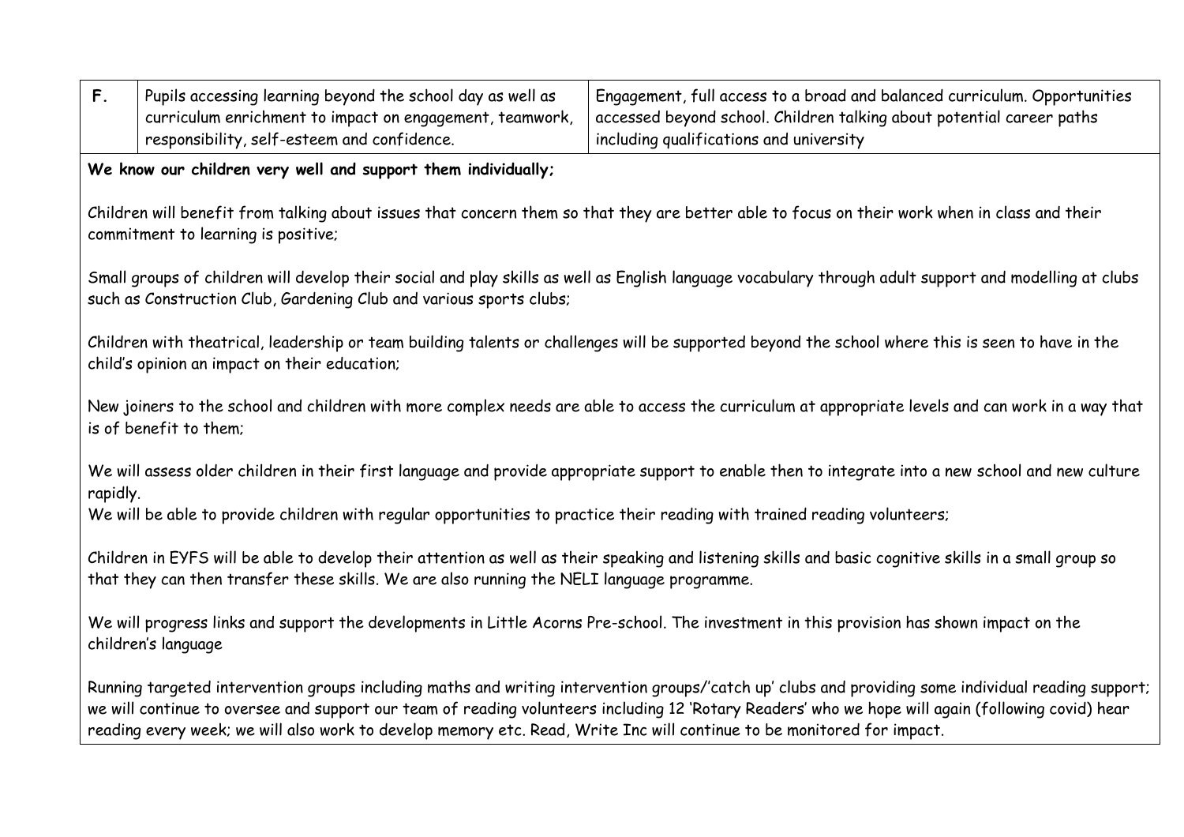| F. | Pupils accessing learning beyond the school day as well as curriculum enrichment to impact on engagement, teamwork, responsibility, self-esteem and confidence. | Engagement, full access to a broad and balanced curriculum. Opportunities accessed beyond school. Children talking about potential career paths including qualifications and university |
|---|---|---|

**We know our children very well and support them individually;**

Children will benefit from talking about issues that concern them so that they are better able to focus on their work when in class and their commitment to learning is positive;

Small groups of children will develop their social and play skills as well as English language vocabulary through adult support and modelling at clubs such as Construction Club, Gardening Club and various sports clubs;

Children with theatrical, leadership or team building talents or challenges will be supported beyond the school where this is seen to have in the child's opinion an impact on their education;

New joiners to the school and children with more complex needs are able to access the curriculum at appropriate levels and can work in a way that is of benefit to them;

We will assess older children in their first language and provide appropriate support to enable then to integrate into a new school and new culture rapidly.
We will be able to provide children with regular opportunities to practice their reading with trained reading volunteers;

Children in EYFS will be able to develop their attention as well as their speaking and listening skills and basic cognitive skills in a small group so that they can then transfer these skills. We are also running the NELI language programme.

We will progress links and support the developments in Little Acorns Pre-school. The investment in this provision has shown impact on the children's language

Running targeted intervention groups including maths and writing intervention groups/'catch up' clubs and providing some individual reading support; we will continue to oversee and support our team of reading volunteers including 12 'Rotary Readers' who we hope will again (following covid) hear reading every week; we will also work to develop memory etc. Read, Write Inc will continue to be monitored for impact.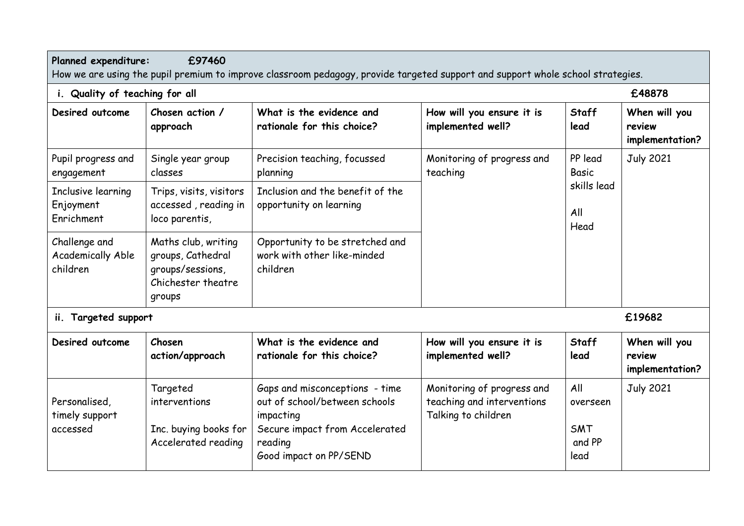**Planned expenditure: £97460**

How we are using the pupil premium to improve classroom pedagogy, provide targeted support and support whole school strategies.

### i. Quality of teaching for all — £48878

| Desired outcome | Chosen action / approach | What is the evidence and rationale for this choice? | How will you ensure it is implemented well? | Staff lead | When will you review implementation? |
|---|---|---|---|---|---|
| Pupil progress and engagement | Single year group classes | Precision teaching, focussed planning | Monitoring of progress and teaching | PP lead<br>Basic skills lead<br><br>All<br>Head | July 2021 |
| Inclusive learning<br>Enjoyment<br>Enrichment | Trips, visits, visitors accessed , reading in loco parentis, | Inclusion and the benefit of the opportunity on learning | | | |
| Challenge and Academically Able children | Maths club, writing groups, Cathedral groups/sessions, Chichester theatre groups | Opportunity to be stretched and work with other like-minded children | | | |

### ii. Targeted support — £19682

| Desired outcome | Chosen action/approach | What is the evidence and rationale for this choice? | How will you ensure it is implemented well? | Staff lead | When will you review implementation? |
|---|---|---|---|---|---|
| Personalised, timely support accessed | Targeted interventions<br><br>Inc. buying books for Accelerated reading | Gaps and misconceptions - time out of school/between schools impacting<br>Secure impact from Accelerated reading<br>Good impact on PP/SEND | Monitoring of progress and teaching and interventions<br>Talking to children | All overseen<br><br>SMT and PP lead | July 2021 |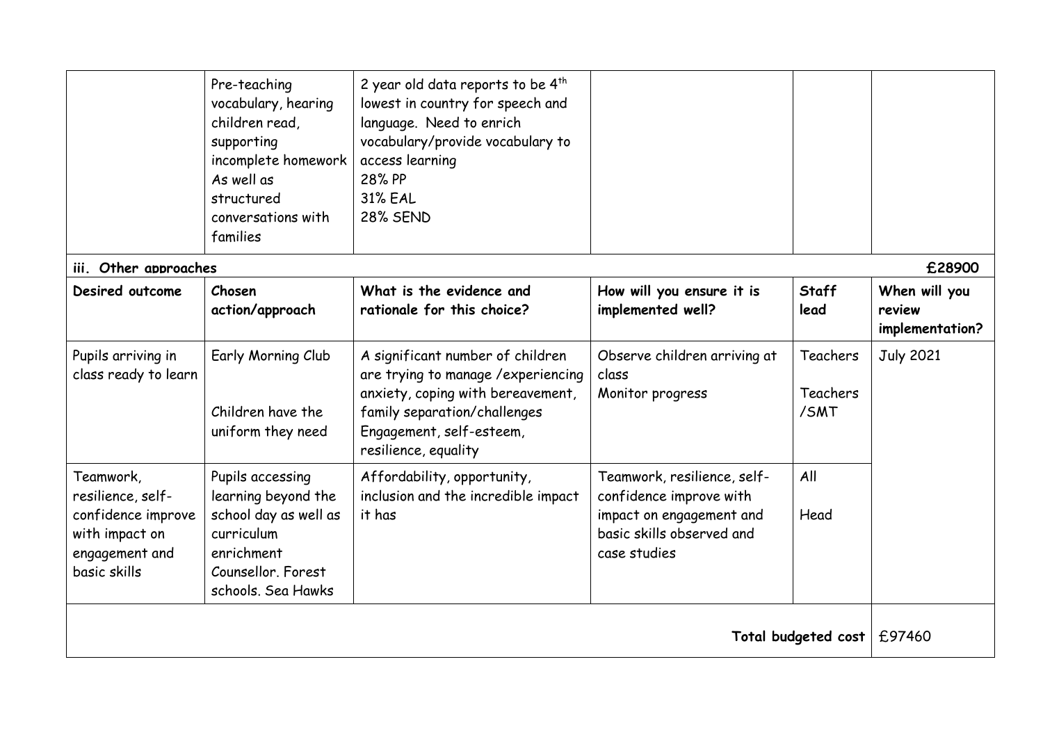| | | | | | |
|---|---|---|---|---|---|
| | Pre-teaching vocabulary, hearing children read, supporting incomplete homework As well as structured conversations with families | 2 year old data reports to be 4th lowest in country for speech and language. Need to enrich vocabulary/provide vocabulary to access learning 28% PP 31% EAL 28% SEND | | | |

**iii. Other approaches** **£28900**

| Desired outcome | Chosen action/approach | What is the evidence and rationale for this choice? | How will you ensure it is implemented well? | Staff lead | When will you review implementation? |
|---|---|---|---|---|---|
| Pupils arriving in class ready to learn | Early Morning Club<br><br>Children have the uniform they need | A significant number of children are trying to manage /experiencing anxiety, coping with bereavement, family separation/challenges Engagement, self-esteem, resilience, equality | Observe children arriving at class<br>Monitor progress | Teachers<br><br>Teachers /SMT | July 2021 |
| Teamwork, resilience, self-confidence improve with impact on engagement and basic skills | Pupils accessing learning beyond the school day as well as curriculum enrichment Counsellor. Forest schools. Sea Hawks | Affordability, opportunity, inclusion and the incredible impact it has | Teamwork, resilience, self-confidence improve with impact on engagement and basic skills observed and case studies | All<br><br>Head | |
| | | | | **Total budgeted cost** | £97460 |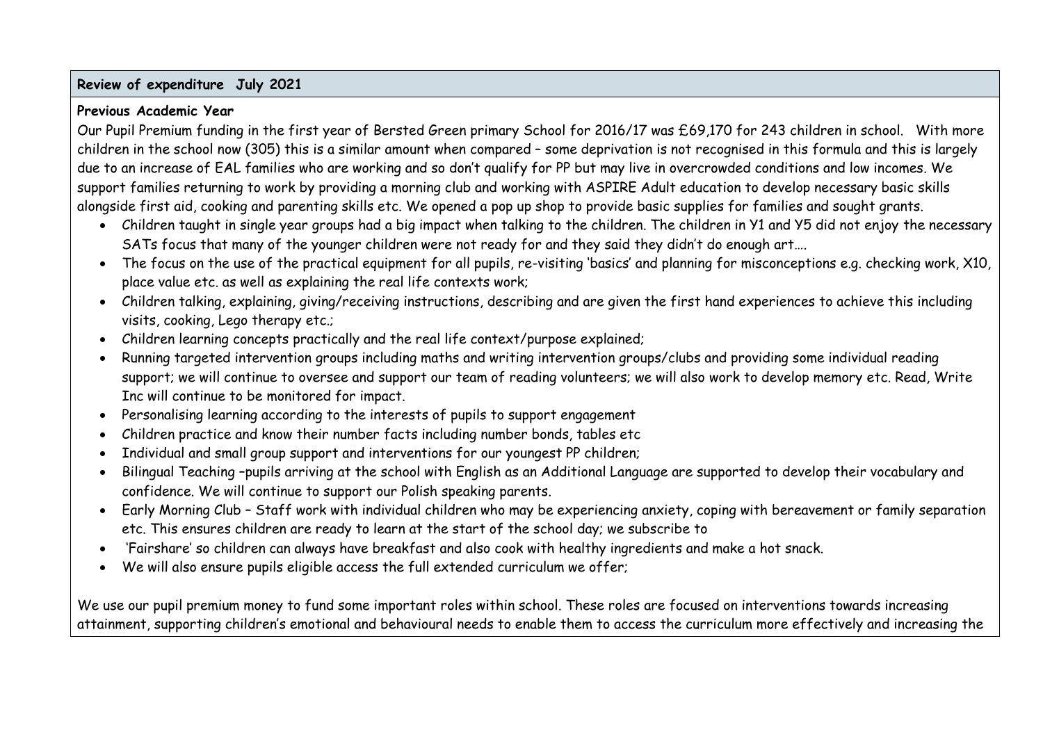**Review of expenditure July 2021**

**Previous Academic Year**

Our Pupil Premium funding in the first year of Bersted Green primary School for 2016/17 was £69,170 for 243 children in school. With more children in the school now (305) this is a similar amount when compared – some deprivation is not recognised in this formula and this is largely due to an increase of EAL families who are working and so don't qualify for PP but may live in overcrowded conditions and low incomes. We support families returning to work by providing a morning club and working with ASPIRE Adult education to develop necessary basic skills alongside first aid, cooking and parenting skills etc. We opened a pop up shop to provide basic supplies for families and sought grants.

- Children taught in single year groups had a big impact when talking to the children. The children in Y1 and Y5 did not enjoy the necessary SATs focus that many of the younger children were not ready for and they said they didn't do enough art….
- The focus on the use of the practical equipment for all pupils, re-visiting 'basics' and planning for misconceptions e.g. checking work, X10, place value etc. as well as explaining the real life contexts work;
- Children talking, explaining, giving/receiving instructions, describing and are given the first hand experiences to achieve this including visits, cooking, Lego therapy etc.;
- Children learning concepts practically and the real life context/purpose explained;
- Running targeted intervention groups including maths and writing intervention groups/clubs and providing some individual reading support; we will continue to oversee and support our team of reading volunteers; we will also work to develop memory etc. Read, Write Inc will continue to be monitored for impact.
- Personalising learning according to the interests of pupils to support engagement
- Children practice and know their number facts including number bonds, tables etc
- Individual and small group support and interventions for our youngest PP children;
- Bilingual Teaching –pupils arriving at the school with English as an Additional Language are supported to develop their vocabulary and confidence. We will continue to support our Polish speaking parents.
- Early Morning Club – Staff work with individual children who may be experiencing anxiety, coping with bereavement or family separation etc. This ensures children are ready to learn at the start of the school day; we subscribe to
- 'Fairshare' so children can always have breakfast and also cook with healthy ingredients and make a hot snack.
- We will also ensure pupils eligible access the full extended curriculum we offer;

We use our pupil premium money to fund some important roles within school. These roles are focused on interventions towards increasing attainment, supporting children's emotional and behavioural needs to enable them to access the curriculum more effectively and increasing the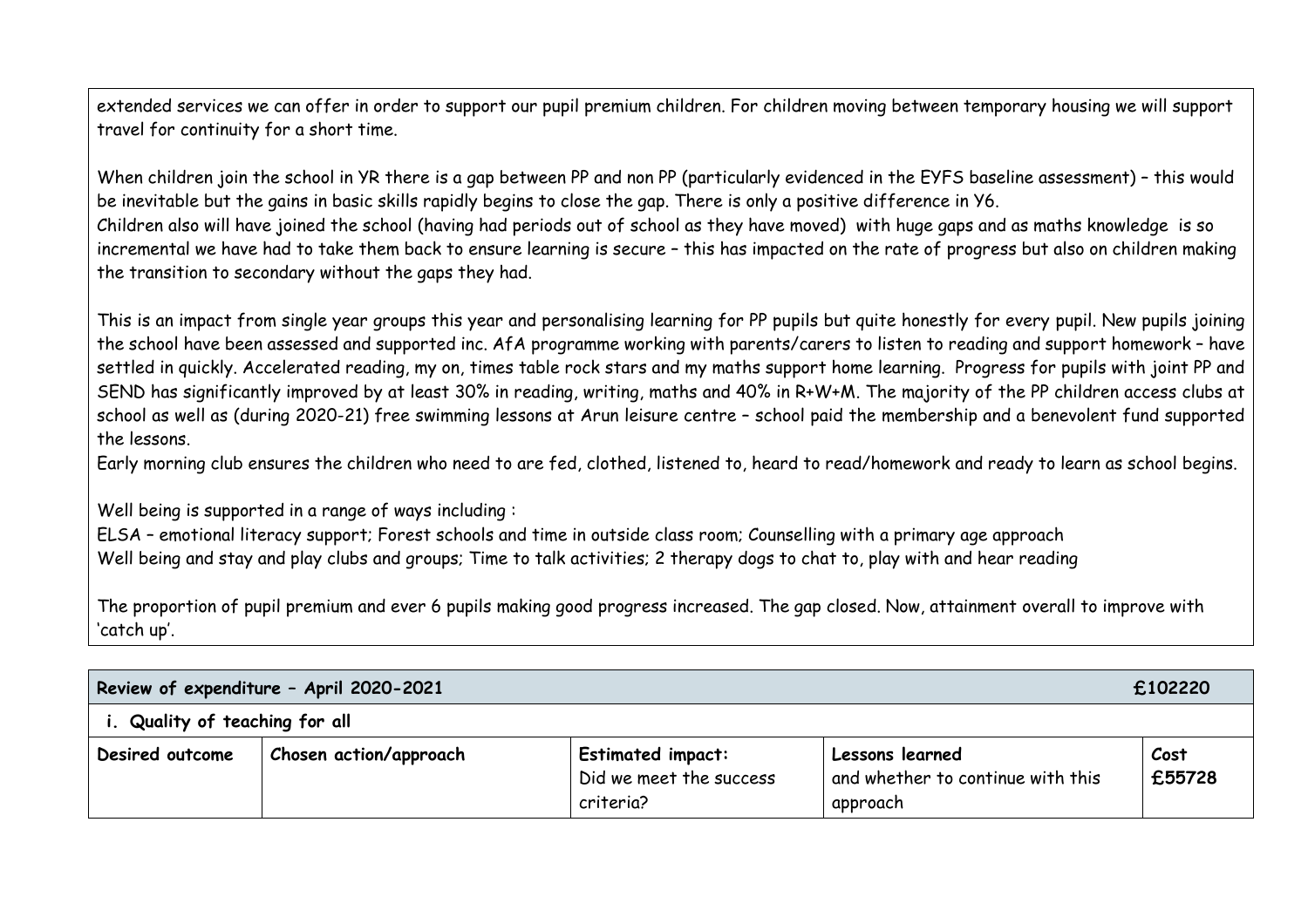extended services we can offer in order to support our pupil premium children. For children moving between temporary housing we will support travel for continuity for a short time.

When children join the school in YR there is a gap between PP and non PP (particularly evidenced in the EYFS baseline assessment) – this would be inevitable but the gains in basic skills rapidly begins to close the gap. There is only a positive difference in Y6.
Children also will have joined the school (having had periods out of school as they have moved) with huge gaps and as maths knowledge is so incremental we have had to take them back to ensure learning is secure – this has impacted on the rate of progress but also on children making the transition to secondary without the gaps they had.

This is an impact from single year groups this year and personalising learning for PP pupils but quite honestly for every pupil. New pupils joining the school have been assessed and supported inc. AfA programme working with parents/carers to listen to reading and support homework – have settled in quickly. Accelerated reading, my on, times table rock stars and my maths support home learning. Progress for pupils with joint PP and SEND has significantly improved by at least 30% in reading, writing, maths and 40% in R+W+M. The majority of the PP children access clubs at school as well as (during 2020-21) free swimming lessons at Arun leisure centre – school paid the membership and a benevolent fund supported the lessons.
Early morning club ensures the children who need to are fed, clothed, listened to, heard to read/homework and ready to learn as school begins.

Well being is supported in a range of ways including :
ELSA – emotional literacy support; Forest schools and time in outside class room; Counselling with a primary age approach
Well being and stay and play clubs and groups; Time to talk activities; 2 therapy dogs to chat to, play with and hear reading

The proportion of pupil premium and ever 6 pupils making good progress increased. The gap closed. Now, attainment overall to improve with 'catch up'.

| **Review of expenditure – April 2020-2021** | | | | **£102220** |
|---|---|---|---|---|
| **i. Quality of teaching for all** | | | | |
| **Desired outcome** | **Chosen action/approach** | **Estimated impact:** Did we meet the success criteria? | **Lessons learned** and whether to continue with this approach | **Cost £55728** |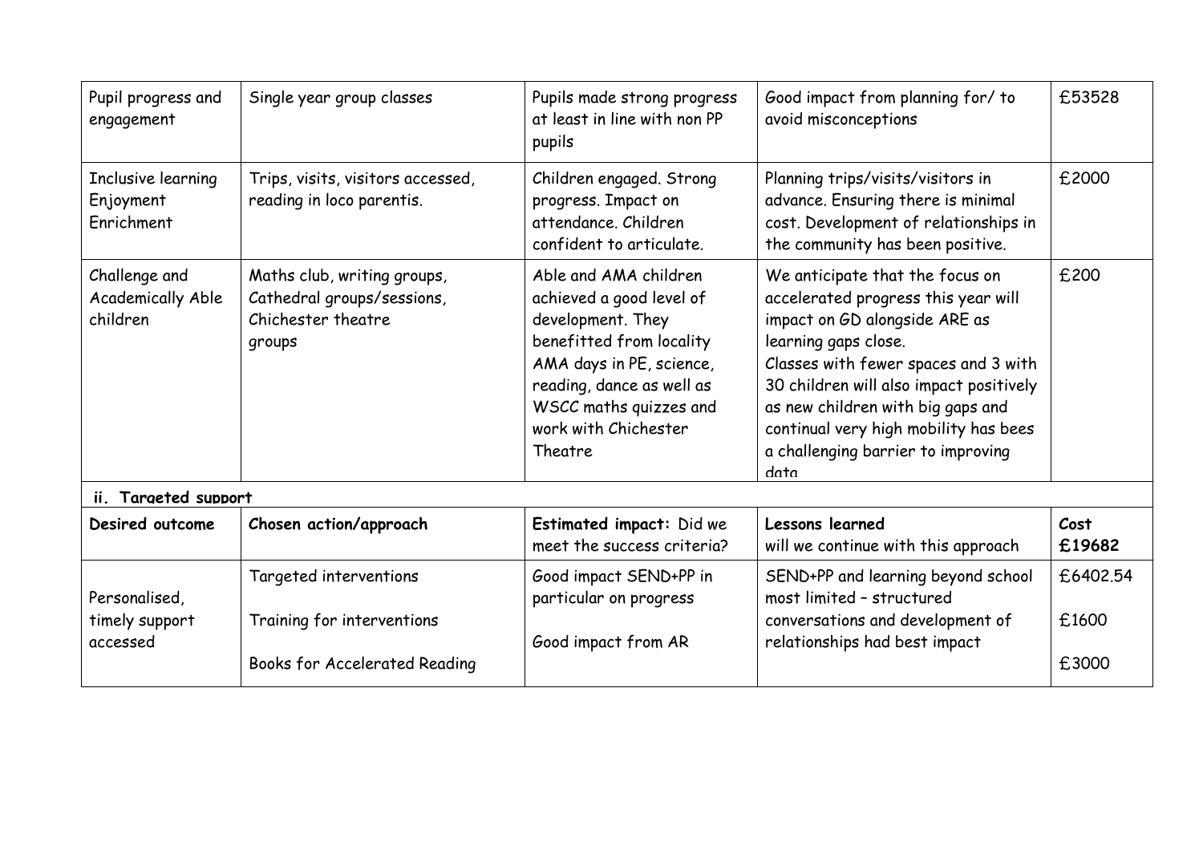| | | | | |
|---|---|---|---|---|
| Pupil progress and engagement | Single year group classes | Pupils made strong progress at least in line with non PP pupils | Good impact from planning for/ to avoid misconceptions | £53528 |
| Inclusive learning Enjoyment Enrichment | Trips, visits, visitors accessed, reading in loco parentis. | Children engaged. Strong progress. Impact on attendance. Children confident to articulate. | Planning trips/visits/visitors in advance. Ensuring there is minimal cost. Development of relationships in the community has been positive. | £2000 |
| Challenge and Academically Able children | Maths club, writing groups, Cathedral groups/sessions, Chichester theatre groups | Able and AMA children achieved a good level of development. They benefitted from locality AMA days in PE, science, reading, dance as well as WSCC maths quizzes and work with Chichester Theatre | We anticipate that the focus on accelerated progress this year will impact on GD alongside ARE as learning gaps close.<br>Classes with fewer spaces and 3 with 30 children will also impact positively as new children with big gaps and continual very high mobility has bees a challenging barrier to improving data | £200 |

**ii. Targeted support**

| Desired outcome | Chosen action/approach | Estimated impact: Did we meet the success criteria? | Lessons learned will we continue with this approach | Cost £19682 |
|---|---|---|---|---|
| Personalised, timely support accessed | Targeted interventions<br><br>Training for interventions<br><br>Books for Accelerated Reading | Good impact SEND+PP in particular on progress<br><br>Good impact from AR | SEND+PP and learning beyond school most limited – structured conversations and development of relationships had best impact | £6402.54<br><br>£1600<br><br>£3000 |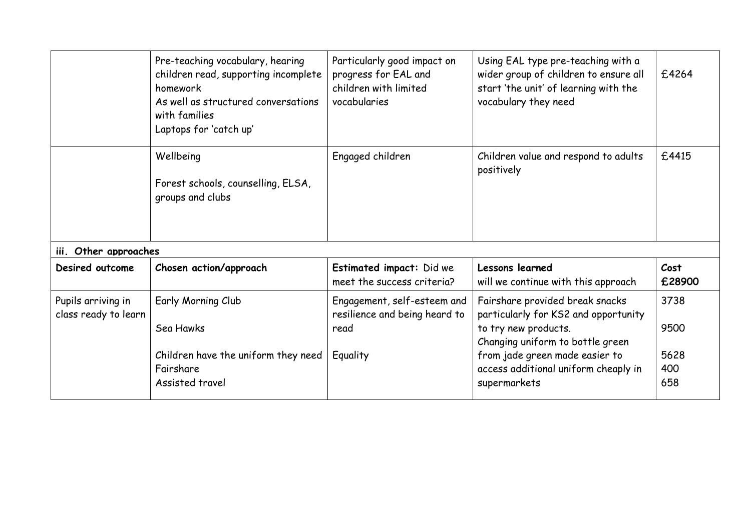| | | | | |
|---|---|---|---|---|
| | Pre-teaching vocabulary, hearing children read, supporting incomplete homework<br>As well as structured conversations with families<br>Laptops for 'catch up' | Particularly good impact on progress for EAL and children with limited vocabularies | Using EAL type pre-teaching with a wider group of children to ensure all start 'the unit' of learning with the vocabulary they need | £4264 |
| | Wellbeing<br><br>Forest schools, counselling, ELSA, groups and clubs | Engaged children | Children value and respond to adults positively | £4415 |
| **iii. Other approaches** | | | | |
| **Desired outcome** | **Chosen action/approach** | **Estimated impact:** Did we meet the success criteria? | **Lessons learned**<br>will we continue with this approach | **Cost**<br>**£28900** |
| Pupils arriving in class ready to learn | Early Morning Club<br><br>Sea Hawks<br><br>Children have the uniform they need<br>Fairshare<br>Assisted travel | Engagement, self-esteem and resilience and being heard to read<br><br>Equality | Fairshare provided break snacks particularly for KS2 and opportunity to try new products.<br>Changing uniform to bottle green from jade green made easier to access additional uniform cheaply in supermarkets | 3738<br><br>9500<br><br>5628<br>400<br>658 |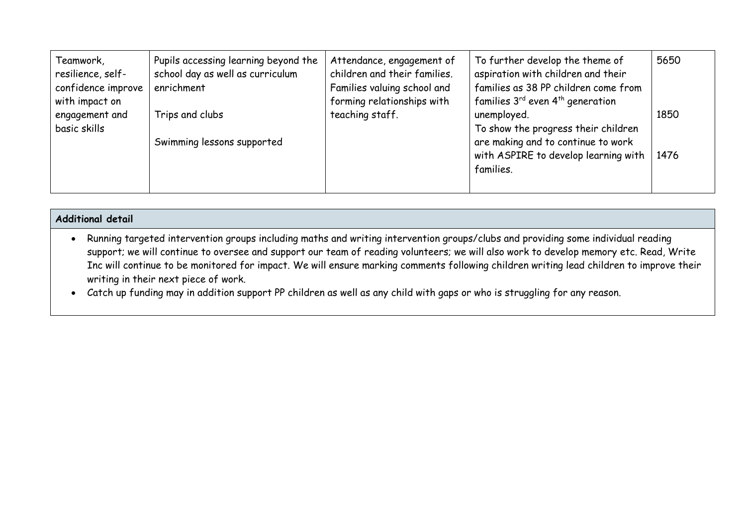| | | | | |
|---|---|---|---|---|
| Teamwork, resilience, self-confidence improve with impact on engagement and basic skills | Pupils accessing learning beyond the school day as well as curriculum enrichment<br><br>Trips and clubs<br><br>Swimming lessons supported | Attendance, engagement of children and their families. Families valuing school and forming relationships with teaching staff. | To further develop the theme of aspiration with children and their families as 38 PP children come from families 3rd even 4th generation unemployed.<br>To show the progress their children are making and to continue to work with ASPIRE to develop learning with families. | 5650<br><br>1850<br><br>1476 |

**Additional detail**

- Running targeted intervention groups including maths and writing intervention groups/clubs and providing some individual reading support; we will continue to oversee and support our team of reading volunteers; we will also work to develop memory etc. Read, Write Inc will continue to be monitored for impact. We will ensure marking comments following children writing lead children to improve their writing in their next piece of work.
- Catch up funding may in addition support PP children as well as any child with gaps or who is struggling for any reason.